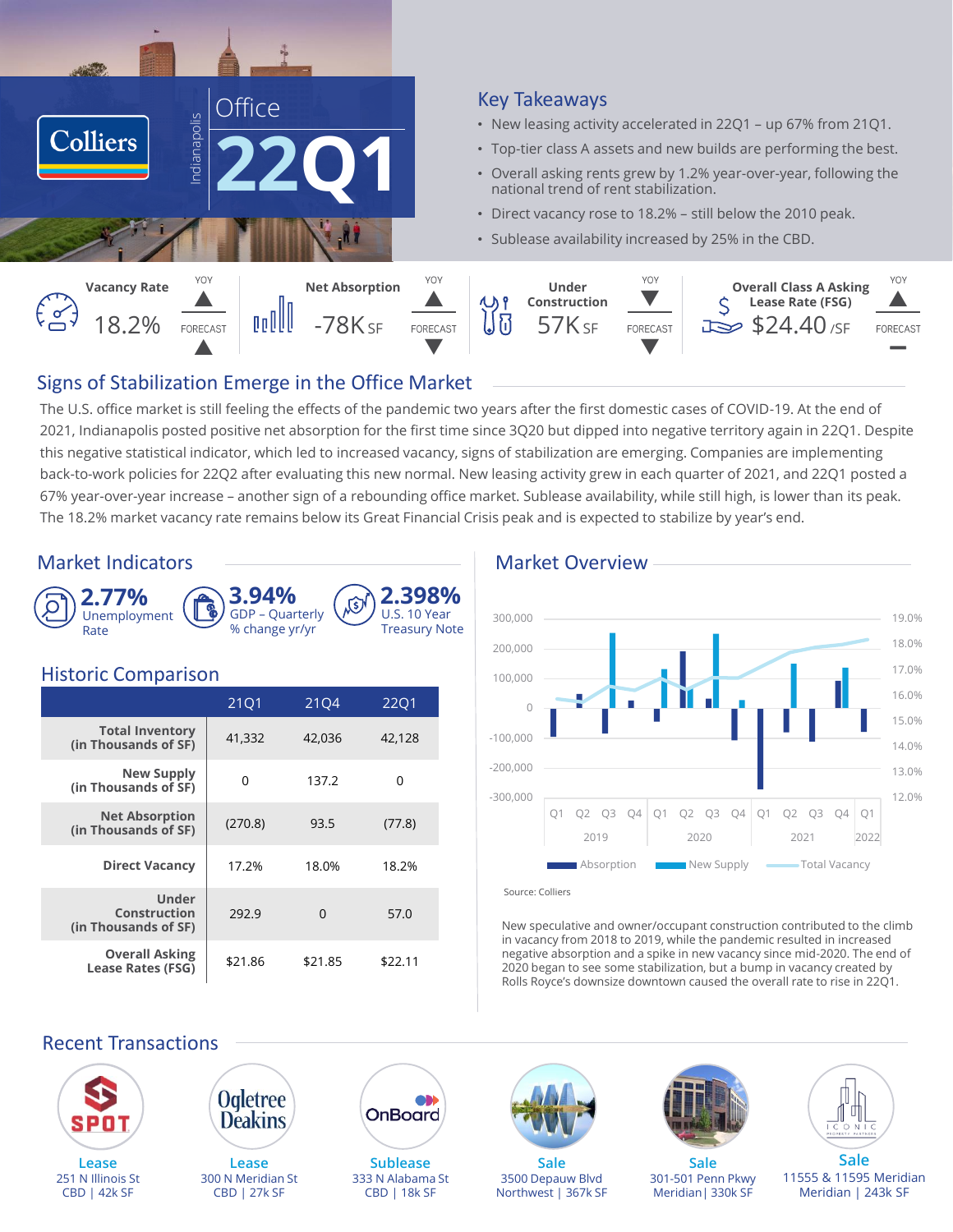# Colliers

Indianapolis

## Office 22Q1

## Key Takeaways

- New leasing activity accelerated in 22Q1 – up 67% from 21Q1.
- Top-tier class A assets and new builds are performing the best.
- Overall asking rents grew by 1.2% year-over-year, following the national trend of rent stabilization.
- Direct vacancy rose to 18.2% – still below the 2010 peak.
- Sublease availability increased by 25% in the CBD.

| Indicator | Value | YOY | Forecast |
|---|---|---|---|
| Vacancy Rate | 18.2% | ▲ | ▲ |
| Net Absorption | -78K SF | ▲ | ▼ |
| Under Construction | 57K SF | ▼ | ▼ |
| Overall Class A Asking Lease Rate (FSG) | $24.40 /SF | ▲ | — |

## Signs of Stabilization Emerge in the Office Market

The U.S. office market is still feeling the effects of the pandemic two years after the first domestic cases of COVID-19. At the end of 2021, Indianapolis posted positive net absorption for the first time since 3Q20 but dipped into negative territory again in 22Q1. Despite this negative statistical indicator, which led to increased vacancy, signs of stabilization are emerging. Companies are implementing back-to-work policies for 22Q2 after evaluating this new normal. New leasing activity grew in each quarter of 2021, and 22Q1 posted a 67% year-over-year increase – another sign of a rebounding office market. Sublease availability, while still high, is lower than its peak. The 18.2% market vacancy rate remains below its Great Financial Crisis peak and is expected to stabilize by year's end.

## Market Indicators

- **2.77%** Unemployment Rate
- **3.94%** GDP – Quarterly % change yr/yr
- **2.398%** U.S. 10 Year Treasury Note

## Historic Comparison

| | 21Q1 | 21Q4 | 22Q1 |
|---|---|---|---|
| Total Inventory (in Thousands of SF) | 41,332 | 42,036 | 42,128 |
| New Supply (in Thousands of SF) | 0 | 137.2 | 0 |
| Net Absorption (in Thousands of SF) | (270.8) | 93.5 | (77.8) |
| Direct Vacancy | 17.2% | 18.0% | 18.2% |
| Under Construction (in Thousands of SF) | 292.9 | 0 | 57.0 |
| Overall Asking Lease Rates (FSG) | $21.86 | $21.85 | $22.11 |

## Market Overview

Source: Colliers

New speculative and owner/occupant construction contributed to the climb in vacancy from 2018 to 2019, while the pandemic resulted in increased negative absorption and a spike in new vacancy since mid-2020. The end of 2020 began to see some stabilization, but a bump in vacancy created by Rolls Royce's downsize downtown caused the overall rate to rise in 22Q1.

## Recent Transactions

- **Lease** – 251 N Illinois St, CBD | 42k SF (SPOT)
- **Lease** – 300 N Meridian St, CBD | 27k SF (Ogletree Deakins)
- **Sublease** – 333 N Alabama St, CBD | 18k SF (OnBoard)
- **Sale** – 3500 Depauw Blvd, Northwest | 367k SF
- **Sale** – 301-501 Penn Pkwy, Meridian | 330k SF
- **Sale** – 11555 & 11595 Meridian, Meridian | 243k SF (Iconic Property Partners)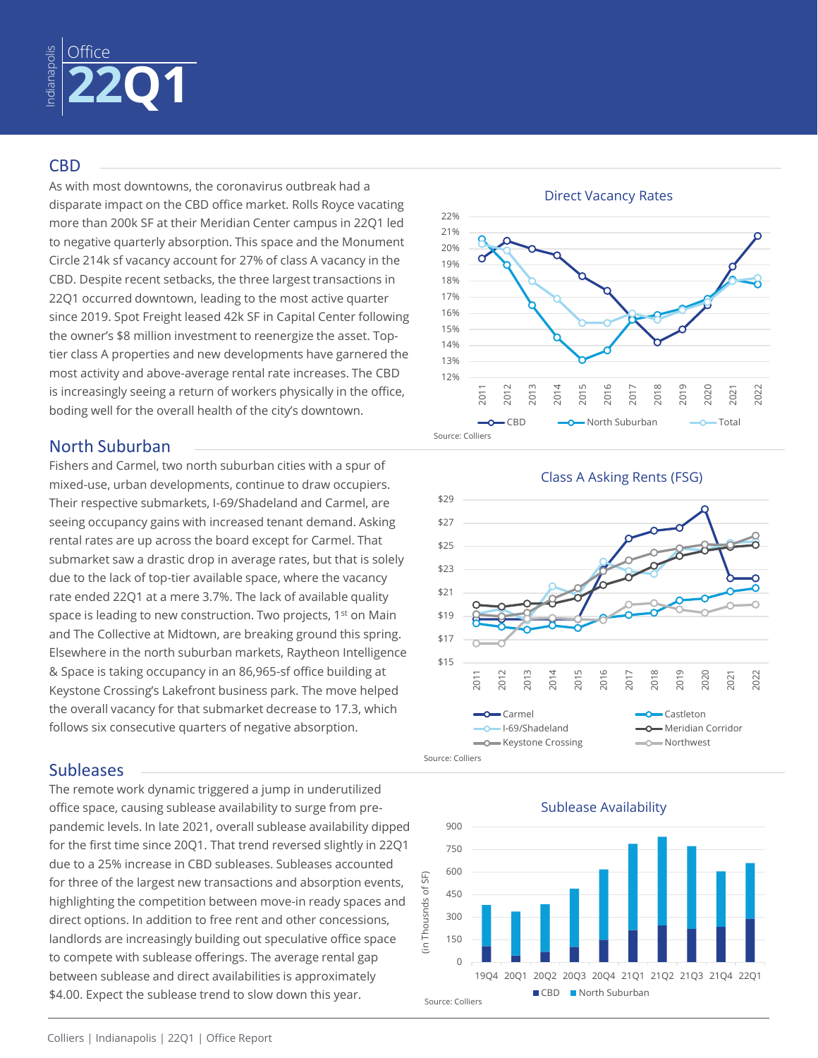Indianapolis | Office

# 22Q1

## CBD

As with most downtowns, the coronavirus outbreak had a disparate impact on the CBD office market. Rolls Royce vacating more than 200k SF at their Meridian Center campus in 22Q1 led to negative quarterly absorption. This space and the Monument Circle 214k sf vacancy account for 27% of class A vacancy in the CBD. Despite recent setbacks, the three largest transactions in 22Q1 occurred downtown, leading to the most active quarter since 2019. Spot Freight leased 42k SF in Capital Center following the owner's $8 million investment to reenergize the asset. Top-tier class A properties and new developments have garnered the most activity and above-average rental rate increases. The CBD is increasingly seeing a return of workers physically in the office, boding well for the overall health of the city's downtown.

## North Suburban

Fishers and Carmel, two north suburban cities with a spur of mixed-use, urban developments, continue to draw occupiers. Their respective submarkets, I-69/Shadeland and Carmel, are seeing occupancy gains with increased tenant demand. Asking rental rates are up across the board except for Carmel. That submarket saw a drastic drop in average rates, but that is solely due to the lack of top-tier available space, where the vacancy rate ended 22Q1 at a mere 3.7%. The lack of available quality space is leading to new construction. Two projects, 1st on Main and The Collective at Midtown, are breaking ground this spring. Elsewhere in the north suburban markets, Raytheon Intelligence & Space is taking occupancy in an 86,965-sf office building at Keystone Crossing's Lakefront business park. The move helped the overall vacancy for that submarket decrease to 17.3, which follows six consecutive quarters of negative absorption.

## Subleases

The remote work dynamic triggered a jump in underutilized office space, causing sublease availability to surge from pre-pandemic levels. In late 2021, overall sublease availability dipped for the first time since 20Q1. That trend reversed slightly in 22Q1 due to a 25% increase in CBD subleases. Subleases accounted for three of the largest new transactions and absorption events, highlighting the competition between move-in ready spaces and direct options. In addition to free rent and other concessions, landlords are increasingly building out speculative office space to compete with sublease offerings. The average rental gap between sublease and direct availabilities is approximately $4.00. Expect the sublease trend to slow down this year.

**Direct Vacancy Rates**

Series: CBD, North Suburban, Total (2011–2022)

Source: Colliers

**Class A Asking Rents (FSG)**

Series: Carmel, Castleton, I-69/Shadeland, Meridian Corridor, Keystone Crossing, Northwest (2011–2022)

Source: Colliers

**Sublease Availability**

(in Thousands of SF) — CBD, North Suburban (19Q4–22Q1)

Source: Colliers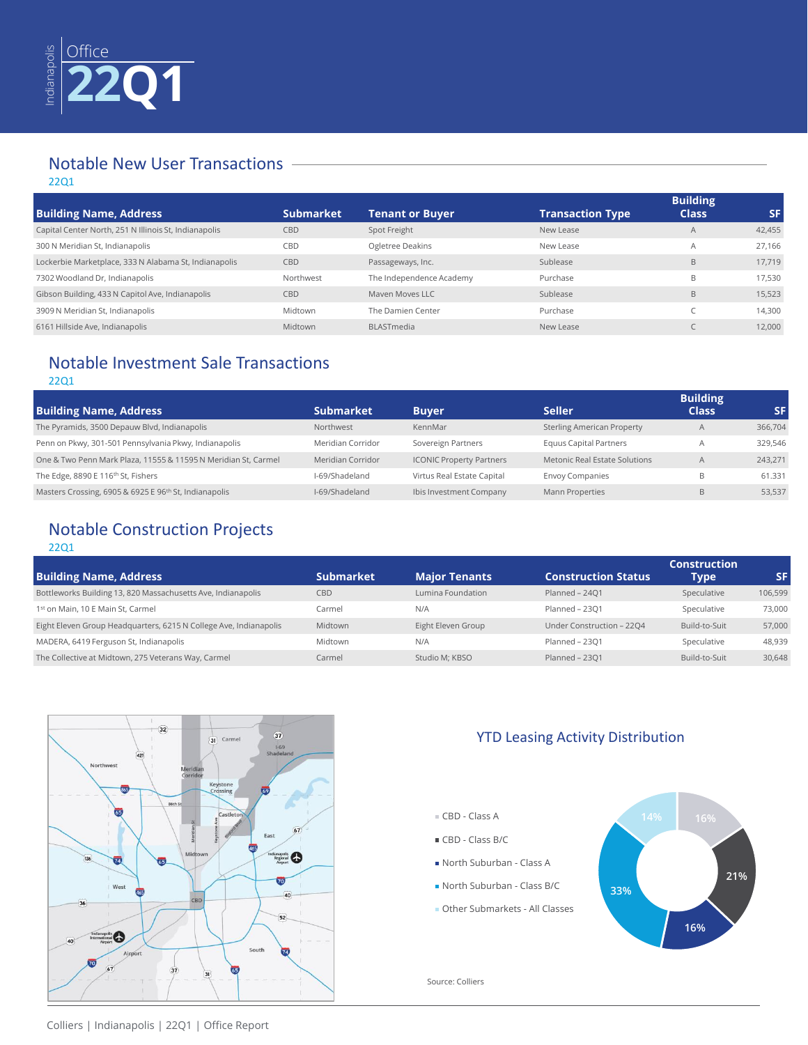# Indianapolis Office 22Q1

## Notable New User Transactions

22Q1

| Building Name, Address | Submarket | Tenant or Buyer | Transaction Type | Building Class | SF |
|---|---|---|---|---|---|
| Capital Center North, 251 N Illinois St, Indianapolis | CBD | Spot Freight | New Lease | A | 42,455 |
| 300 N Meridian St, Indianapolis | CBD | Ogletree Deakins | New Lease | A | 27,166 |
| Lockerbie Marketplace, 333 N Alabama St, Indianapolis | CBD | Passageways, Inc. | Sublease | B | 17,719 |
| 7302 Woodland Dr, Indianapolis | Northwest | The Independence Academy | Purchase | B | 17,530 |
| Gibson Building, 433 N Capitol Ave, Indianapolis | CBD | Maven Moves LLC | Sublease | B | 15,523 |
| 3909 N Meridian St, Indianapolis | Midtown | The Damien Center | Purchase | C | 14,300 |
| 6161 Hillside Ave, Indianapolis | Midtown | BLASTmedia | New Lease | C | 12,000 |

## Notable Investment Sale Transactions

22Q1

| Building Name, Address | Submarket | Buyer | Seller | Building Class | SF |
|---|---|---|---|---|---|
| The Pyramids, 3500 Depauw Blvd, Indianapolis | Northwest | KennMar | Sterling American Property | A | 366,704 |
| Penn on Pkwy, 301-501 Pennsylvania Pkwy, Indianapolis | Meridian Corridor | Sovereign Partners | Equus Capital Partners | A | 329,546 |
| One & Two Penn Mark Plaza, 11555 & 11595 N Meridian St, Carmel | Meridian Corridor | ICONIC Property Partners | Metonic Real Estate Solutions | A | 243,271 |
| The Edge, 8890 E 116th St, Fishers | I-69/Shadeland | Virtus Real Estate Capital | Envoy Companies | B | 61.331 |
| Masters Crossing, 6905 & 6925 E 96th St, Indianapolis | I-69/Shadeland | Ibis Investment Company | Mann Properties | B | 53,537 |

## Notable Construction Projects

22Q1

| Building Name, Address | Submarket | Major Tenants | Construction Status | Construction Type | SF |
|---|---|---|---|---|---|
| Bottleworks Building 13, 820 Massachusetts Ave, Indianapolis | CBD | Lumina Foundation | Planned – 24Q1 | Speculative | 106,599 |
| 1st on Main, 10 E Main St, Carmel | Carmel | N/A | Planned – 23Q1 | Speculative | 73,000 |
| Eight Eleven Group Headquarters, 6215 N College Ave, Indianapolis | Midtown | Eight Eleven Group | Under Construction – 22Q4 | Build-to-Suit | 57,000 |
| MADERA, 6419 Ferguson St, Indianapolis | Midtown | N/A | Planned – 23Q1 | Speculative | 48,939 |
| The Collective at Midtown, 275 Veterans Way, Carmel | Carmel | Studio M; KBSO | Planned – 23Q1 | Build-to-Suit | 30,648 |

## YTD Leasing Activity Distribution

- CBD - Class A: 16%
- CBD - Class B/C: 21%
- North Suburban - Class A: 16%
- North Suburban - Class B/C: 33%
- Other Submarkets - All Classes: 14%

Source: Colliers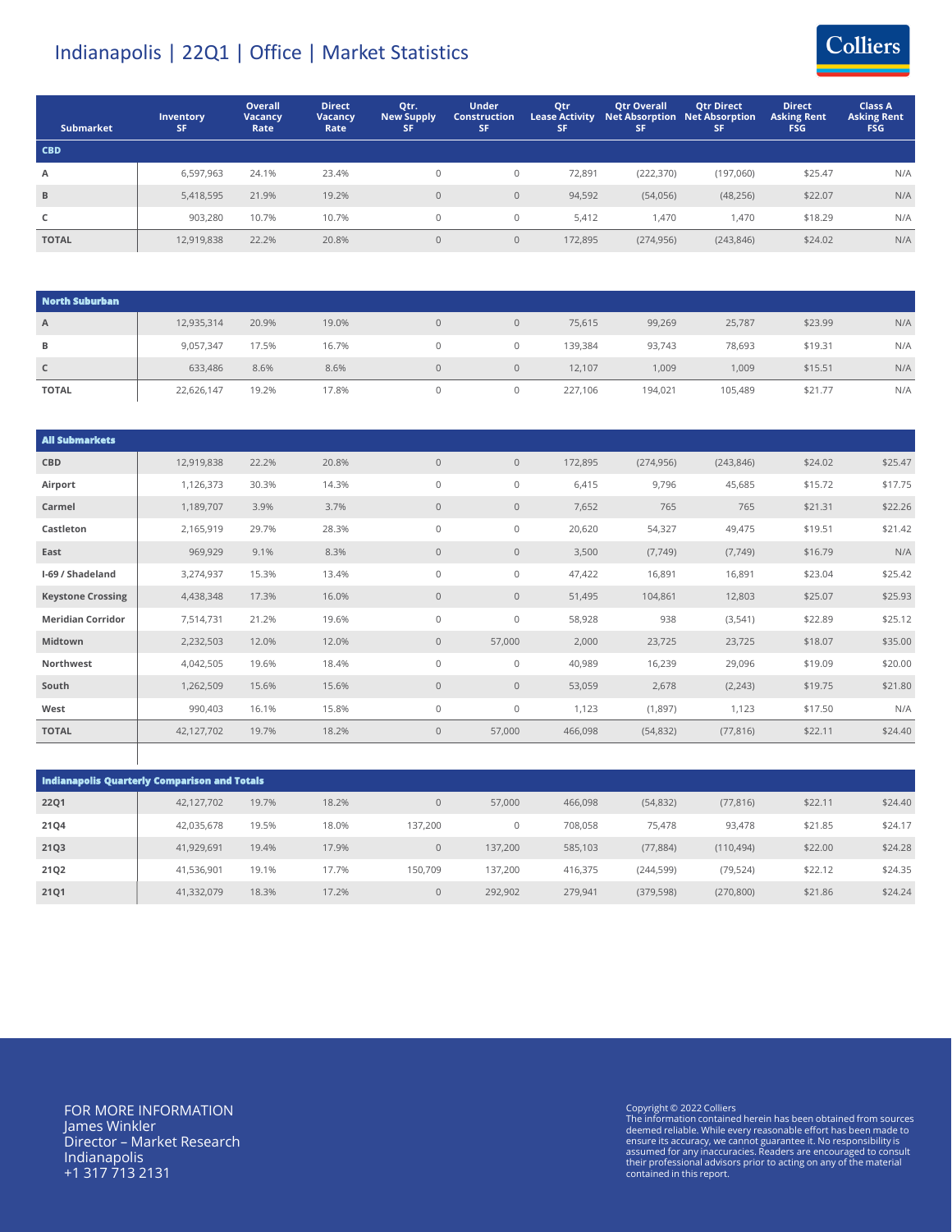# Indianapolis | 22Q1 | Office | Market Statistics

| Submarket | Inventory SF | Overall Vacancy Rate | Direct Vacancy Rate | Qtr. New Supply SF | Under Construction SF | Qtr Lease Activity SF | Qtr Overall Net Absorption SF | Qtr Direct Net Absorption SF | Direct Asking Rent FSG | Class A Asking Rent FSG |
|---|---|---|---|---|---|---|---|---|---|---|
| **CBD** | | | | | | | | | | |
| A | 6,597,963 | 24.1% | 23.4% | 0 | 0 | 72,891 | (222,370) | (197,060) | $25.47 | N/A |
| B | 5,418,595 | 21.9% | 19.2% | 0 | 0 | 94,592 | (54,056) | (48,256) | $22.07 | N/A |
| C | 903,280 | 10.7% | 10.7% | 0 | 0 | 5,412 | 1,470 | 1,470 | $18.29 | N/A |
| TOTAL | 12,919,838 | 22.2% | 20.8% | 0 | 0 | 172,895 | (274,956) | (243,846) | $24.02 | N/A |
| **North Suburban** | | | | | | | | | | |
| A | 12,935,314 | 20.9% | 19.0% | 0 | 0 | 75,615 | 99,269 | 25,787 | $23.99 | N/A |
| B | 9,057,347 | 17.5% | 16.7% | 0 | 0 | 139,384 | 93,743 | 78,693 | $19.31 | N/A |
| C | 633,486 | 8.6% | 8.6% | 0 | 0 | 12,107 | 1,009 | 1,009 | $15.51 | N/A |
| TOTAL | 22,626,147 | 19.2% | 17.8% | 0 | 0 | 227,106 | 194,021 | 105,489 | $21.77 | N/A |
| **All Submarkets** | | | | | | | | | | |
| CBD | 12,919,838 | 22.2% | 20.8% | 0 | 0 | 172,895 | (274,956) | (243,846) | $24.02 | $25.47 |
| Airport | 1,126,373 | 30.3% | 14.3% | 0 | 0 | 6,415 | 9,796 | 45,685 | $15.72 | $17.75 |
| Carmel | 1,189,707 | 3.9% | 3.7% | 0 | 0 | 7,652 | 765 | 765 | $21.31 | $22.26 |
| Castleton | 2,165,919 | 29.7% | 28.3% | 0 | 0 | 20,620 | 54,327 | 49,475 | $19.51 | $21.42 |
| East | 969,929 | 9.1% | 8.3% | 0 | 0 | 3,500 | (7,749) | (7,749) | $16.79 | N/A |
| I-69 / Shadeland | 3,274,937 | 15.3% | 13.4% | 0 | 0 | 47,422 | 16,891 | 16,891 | $23.04 | $25.42 |
| Keystone Crossing | 4,438,348 | 17.3% | 16.0% | 0 | 0 | 51,495 | 104,861 | 12,803 | $25.07 | $25.93 |
| Meridian Corridor | 7,514,731 | 21.2% | 19.6% | 0 | 0 | 58,928 | 938 | (3,541) | $22.89 | $25.12 |
| Midtown | 2,232,503 | 12.0% | 12.0% | 0 | 57,000 | 2,000 | 23,725 | 23,725 | $18.07 | $35.00 |
| Northwest | 4,042,505 | 19.6% | 18.4% | 0 | 0 | 40,989 | 16,239 | 29,096 | $19.09 | $20.00 |
| South | 1,262,509 | 15.6% | 15.6% | 0 | 0 | 53,059 | 2,678 | (2,243) | $19.75 | $21.80 |
| West | 990,403 | 16.1% | 15.8% | 0 | 0 | 1,123 | (1,897) | 1,123 | $17.50 | N/A |
| TOTAL | 42,127,702 | 19.7% | 18.2% | 0 | 57,000 | 466,098 | (54,832) | (77,816) | $22.11 | $24.40 |
| **Indianapolis Quarterly Comparison and Totals** | | | | | | | | | | |
| 22Q1 | 42,127,702 | 19.7% | 18.2% | 0 | 57,000 | 466,098 | (54,832) | (77,816) | $22.11 | $24.40 |
| 21Q4 | 42,035,678 | 19.5% | 18.0% | 137,200 | 0 | 708,058 | 75,478 | 93,478 | $21.85 | $24.17 |
| 21Q3 | 41,929,691 | 19.4% | 17.9% | 0 | 137,200 | 585,103 | (77,884) | (110,494) | $22.00 | $24.28 |
| 21Q2 | 41,536,901 | 19.1% | 17.7% | 150,709 | 137,200 | 416,375 | (244,599) | (79,524) | $22.12 | $24.35 |
| 21Q1 | 41,332,079 | 18.3% | 17.2% | 0 | 292,902 | 279,941 | (379,598) | (270,800) | $21.86 | $24.24 |

FOR MORE INFORMATION
James Winkler
Director – Market Research
Indianapolis
+1 317 713 2131

Copyright © 2022 Colliers
The information contained herein has been obtained from sources deemed reliable. While every reasonable effort has been made to ensure its accuracy, we cannot guarantee it. No responsibility is assumed for any inaccuracies. Readers are encouraged to consult their professional advisors prior to acting on any of the material contained in this report.